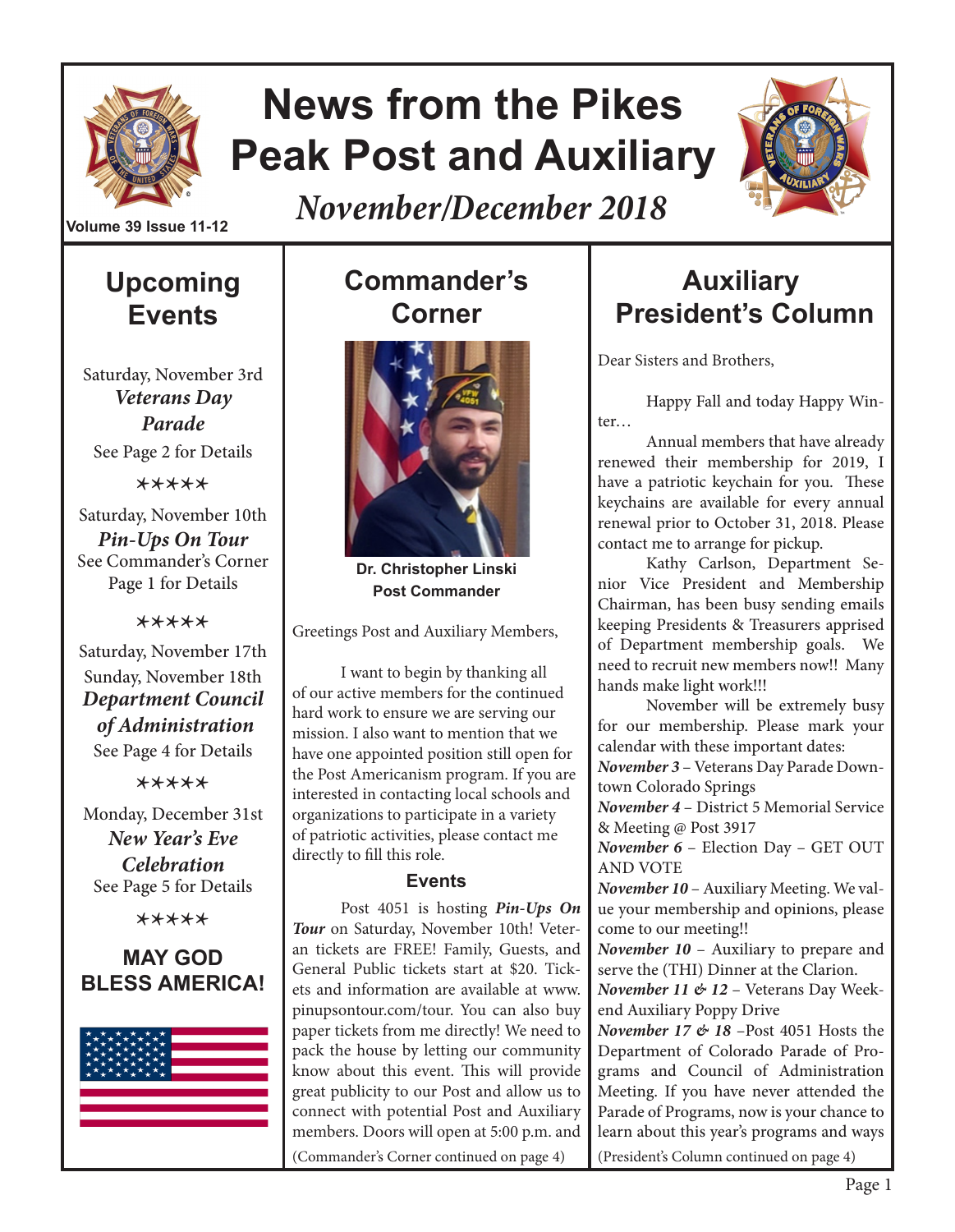# News from the Pikes Peak Post and Auxiliary

*November/December 2018*

Volume 39 Issue 11-12

## Upcoming Events

Saturday, November 3rd
***Veterans Day Parade***
See Page 2 for Details

✶✶✶✶✶

Saturday, November 10th
***Pin-Ups On Tour***
See Commander's Corner Page 1 for Details

✶✶✶✶✶

Saturday, November 17th
Sunday, November 18th
***Department Council of Administration***
See Page 4 for Details

✶✶✶✶✶

Monday, December 31st
***New Year's Eve Celebration***
See Page 5 for Details

✶✶✶✶✶

**MAY GOD BLESS AMERICA!**

## Commander's Corner

**Dr. Christopher Linski**
**Post Commander**

Greetings Post and Auxiliary Members,

I want to begin by thanking all of our active members for the continued hard work to ensure we are serving our mission. I also want to mention that we have one appointed position still open for the Post Americanism program. If you are interested in contacting local schools and organizations to participate in a variety of patriotic activities, please contact me directly to fill this role.

### Events

Post 4051 is hosting ***Pin-Ups On Tour*** on Saturday, November 10th! Veteran tickets are FREE! Family, Guests, and General Public tickets start at $20. Tickets and information are available at www.pinupsontour.com/tour. You can also buy paper tickets from me directly! We need to pack the house by letting our community know about this event. This will provide great publicity to our Post and allow us to connect with potential Post and Auxiliary members. Doors will open at 5:00 p.m. and

(Commander's Corner continued on page 4)

## Auxiliary President's Column

Dear Sisters and Brothers,

Happy Fall and today Happy Winter…

Annual members that have already renewed their membership for 2019, I have a patriotic keychain for you. These keychains are available for every annual renewal prior to October 31, 2018. Please contact me to arrange for pickup.

Kathy Carlson, Department Senior Vice President and Membership Chairman, has been busy sending emails keeping Presidents & Treasurers apprised of Department membership goals. We need to recruit new members now!! Many hands make light work!!!

November will be extremely busy for our membership. Please mark your calendar with these important dates:

***November 3*** – Veterans Day Parade Downtown Colorado Springs
***November 4*** – District 5 Memorial Service & Meeting @ Post 3917
***November 6*** – Election Day – GET OUT AND VOTE
***November 10*** – Auxiliary Meeting. We value your membership and opinions, please come to our meeting!!
***November 10*** – Auxiliary to prepare and serve the (THI) Dinner at the Clarion.
***November 11 & 12*** – Veterans Day Weekend Auxiliary Poppy Drive
***November 17 & 18*** –Post 4051 Hosts the Department of Colorado Parade of Programs and Council of Administration Meeting. If you have never attended the Parade of Programs, now is your chance to learn about this year's programs and ways

(President's Column continued on page 4)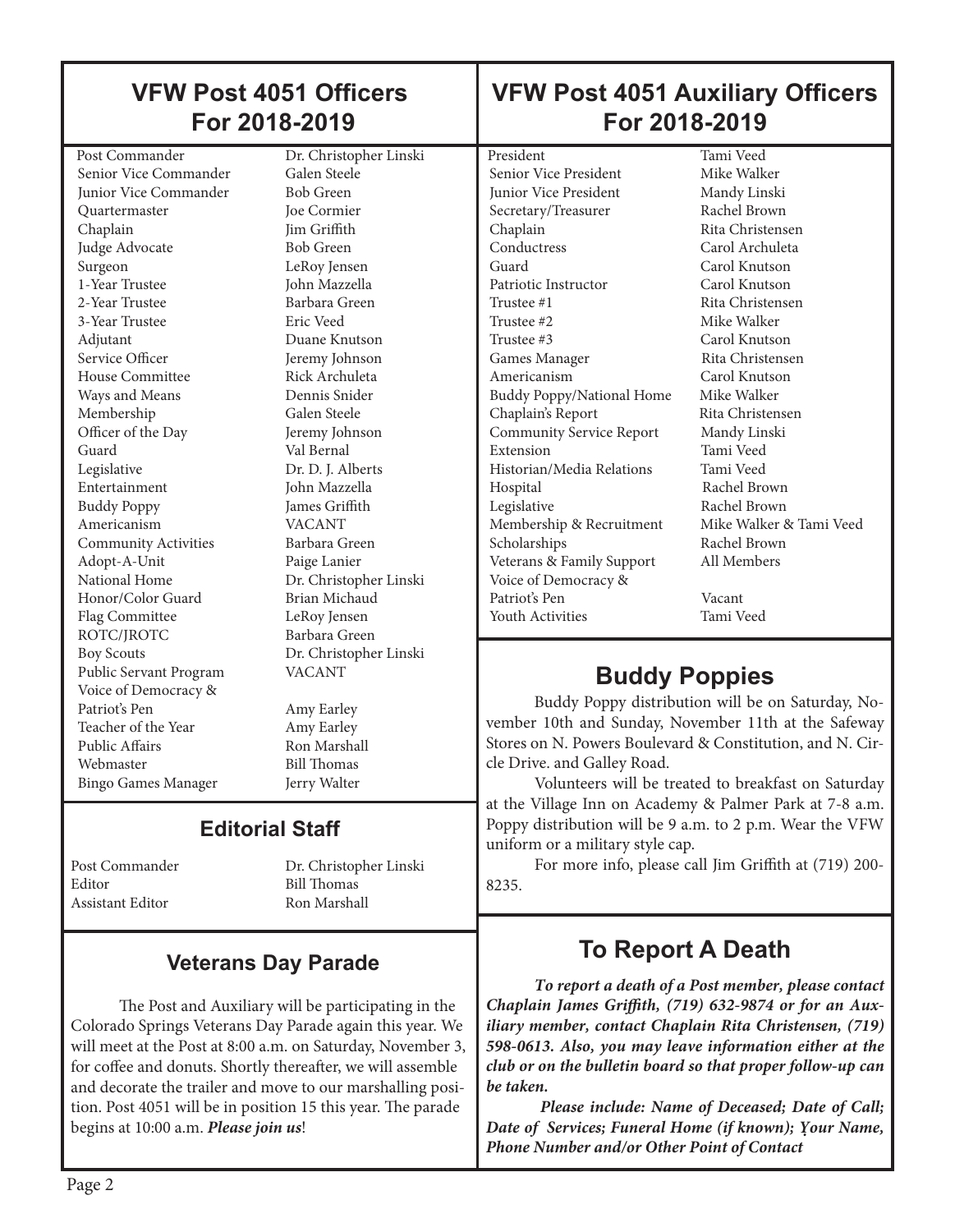## VFW Post 4051 Officers For 2018-2019

| Position | Name |
|---|---|
| Post Commander | Dr. Christopher Linski |
| Senior Vice Commander | Galen Steele |
| Junior Vice Commander | Bob Green |
| Quartermaster | Joe Cormier |
| Chaplain | Jim Griffith |
| Judge Advocate | Bob Green |
| Surgeon | LeRoy Jensen |
| 1-Year Trustee | John Mazzella |
| 2-Year Trustee | Barbara Green |
| 3-Year Trustee | Eric Veed |
| Adjutant | Duane Knutson |
| Service Officer | Jeremy Johnson |
| House Committee | Rick Archuleta |
| Ways and Means | Dennis Snider |
| Membership | Galen Steele |
| Officer of the Day | Jeremy Johnson |
| Guard | Val Bernal |
| Legislative | Dr. D. J. Alberts |
| Entertainment | John Mazzella |
| Buddy Poppy | James Griffith |
| Americanism | VACANT |
| Community Activities | Barbara Green |
| Adopt-A-Unit | Paige Lanier |
| National Home | Dr. Christopher Linski |
| Honor/Color Guard | Brian Michaud |
| Flag Committee | LeRoy Jensen |
| ROTC/JROTC | Barbara Green |
| Boy Scouts | Dr. Christopher Linski |
| Public Servant Program | VACANT |
| Voice of Democracy & Patriot's Pen | Amy Earley |
| Teacher of the Year | Amy Earley |
| Public Affairs | Ron Marshall |
| Webmaster | Bill Thomas |
| Bingo Games Manager | Jerry Walter |

### Editorial Staff

| Position | Name |
|---|---|
| Post Commander | Dr. Christopher Linski |
| Editor | Bill Thomas |
| Assistant Editor | Ron Marshall |

### Veterans Day Parade

The Post and Auxiliary will be participating in the Colorado Springs Veterans Day Parade again this year. We will meet at the Post at 8:00 a.m. on Saturday, November 3, for coffee and donuts. Shortly thereafter, we will assemble and decorate the trailer and move to our marshalling position. Post 4051 will be in position 15 this year. The parade begins at 10:00 a.m. ***Please join us***!

## VFW Post 4051 Auxiliary Officers For 2018-2019

| Position | Name |
|---|---|
| President | Tami Veed |
| Senior Vice President | Mike Walker |
| Junior Vice President | Mandy Linski |
| Secretary/Treasurer | Rachel Brown |
| Chaplain | Rita Christensen |
| Conductress | Carol Archuleta |
| Guard | Carol Knutson |
| Patriotic Instructor | Carol Knutson |
| Trustee #1 | Rita Christensen |
| Trustee #2 | Mike Walker |
| Trustee #3 | Carol Knutson |
| Games Manager | Rita Christensen |
| Americanism | Carol Knutson |
| Buddy Poppy/National Home | Mike Walker |
| Chaplain's Report | Rita Christensen |
| Community Service Report | Mandy Linski |
| Extension | Tami Veed |
| Historian/Media Relations | Tami Veed |
| Hospital | Rachel Brown |
| Legislative | Rachel Brown |
| Membership & Recruitment | Mike Walker & Tami Veed |
| Scholarships | Rachel Brown |
| Veterans & Family Support | All Members |
| Voice of Democracy & Patriot's Pen | Vacant |
| Youth Activities | Tami Veed |

## Buddy Poppies

Buddy Poppy distribution will be on Saturday, November 10th and Sunday, November 11th at the Safeway Stores on N. Powers Boulevard & Constitution, and N. Circle Drive. and Galley Road.

Volunteers will be treated to breakfast on Saturday at the Village Inn on Academy & Palmer Park at 7-8 a.m. Poppy distribution will be 9 a.m. to 2 p.m. Wear the VFW uniform or a military style cap.

For more info, please call Jim Griffith at (719) 200-8235.

## To Report A Death

***To report a death of a Post member, please contact Chaplain James Griffith, (719) 632-9874 or for an Auxiliary member, contact Chaplain Rita Christensen, (719) 598-0613. Also, you may leave information either at the club or on the bulletin board so that proper follow-up can be taken.***

***Please include: Name of Deceased; Date of Call; Date of Services; Funeral Home (if known); Your Name, Phone Number and/or Other Point of Contact***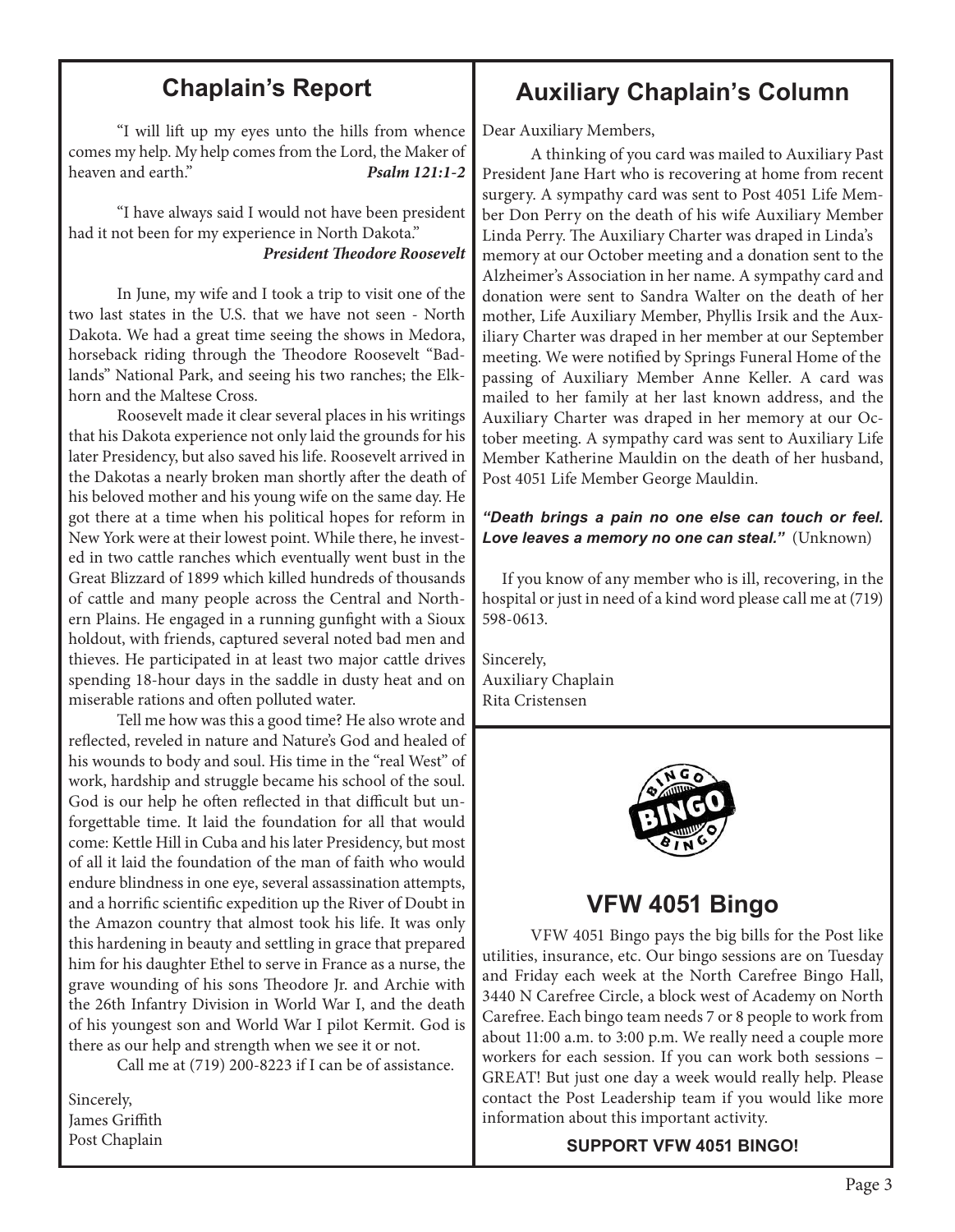## Chaplain's Report

"I will lift up my eyes unto the hills from whence comes my help. My help comes from the Lord, the Maker of heaven and earth." ***Psalm 121:1-2***

"I have always said I would not have been president had it not been for my experience in North Dakota."
***President Theodore Roosevelt***

In June, my wife and I took a trip to visit one of the two last states in the U.S. that we have not seen - North Dakota. We had a great time seeing the shows in Medora, horseback riding through the Theodore Roosevelt "Badlands" National Park, and seeing his two ranches; the Elkhorn and the Maltese Cross.

Roosevelt made it clear several places in his writings that his Dakota experience not only laid the grounds for his later Presidency, but also saved his life. Roosevelt arrived in the Dakotas a nearly broken man shortly after the death of his beloved mother and his young wife on the same day. He got there at a time when his political hopes for reform in New York were at their lowest point. While there, he invested in two cattle ranches which eventually went bust in the Great Blizzard of 1899 which killed hundreds of thousands of cattle and many people across the Central and Northern Plains. He engaged in a running gunfight with a Sioux holdout, with friends, captured several noted bad men and thieves. He participated in at least two major cattle drives spending 18-hour days in the saddle in dusty heat and on miserable rations and often polluted water.

Tell me how was this a good time? He also wrote and reflected, reveled in nature and Nature's God and healed of his wounds to body and soul. His time in the "real West" of work, hardship and struggle became his school of the soul. God is our help he often reflected in that difficult but unforgettable time. It laid the foundation for all that would come: Kettle Hill in Cuba and his later Presidency, but most of all it laid the foundation of the man of faith who would endure blindness in one eye, several assassination attempts, and a horrific scientific expedition up the River of Doubt in the Amazon country that almost took his life. It was only this hardening in beauty and settling in grace that prepared him for his daughter Ethel to serve in France as a nurse, the grave wounding of his sons Theodore Jr. and Archie with the 26th Infantry Division in World War I, and the death of his youngest son and World War I pilot Kermit. God is there as our help and strength when we see it or not.

Call me at (719) 200-8223 if I can be of assistance.

Sincerely,
James Griffith
Post Chaplain

## Auxiliary Chaplain's Column

Dear Auxiliary Members,

A thinking of you card was mailed to Auxiliary Past President Jane Hart who is recovering at home from recent surgery. A sympathy card was sent to Post 4051 Life Member Don Perry on the death of his wife Auxiliary Member Linda Perry. The Auxiliary Charter was draped in Linda's memory at our October meeting and a donation sent to the Alzheimer's Association in her name. A sympathy card and donation were sent to Sandra Walter on the death of her mother, Life Auxiliary Member, Phyllis Irsik and the Auxiliary Charter was draped in her member at our September meeting. We were notified by Springs Funeral Home of the passing of Auxiliary Member Anne Keller. A card was mailed to her family at her last known address, and the Auxiliary Charter was draped in her memory at our October meeting. A sympathy card was sent to Auxiliary Life Member Katherine Mauldin on the death of her husband, Post 4051 Life Member George Mauldin.

***"Death brings a pain no one else can touch or feel. Love leaves a memory no one can steal."*** (Unknown)

If you know of any member who is ill, recovering, in the hospital or just in need of a kind word please call me at (719) 598-0613.

Sincerely,
Auxiliary Chaplain
Rita Cristensen

## VFW 4051 Bingo

VFW 4051 Bingo pays the big bills for the Post like utilities, insurance, etc. Our bingo sessions are on Tuesday and Friday each week at the North Carefree Bingo Hall, 3440 N Carefree Circle, a block west of Academy on North Carefree. Each bingo team needs 7 or 8 people to work from about 11:00 a.m. to 3:00 p.m. We really need a couple more workers for each session. If you can work both sessions – GREAT! But just one day a week would really help. Please contact the Post Leadership team if you would like more information about this important activity.

**SUPPORT VFW 4051 BINGO!**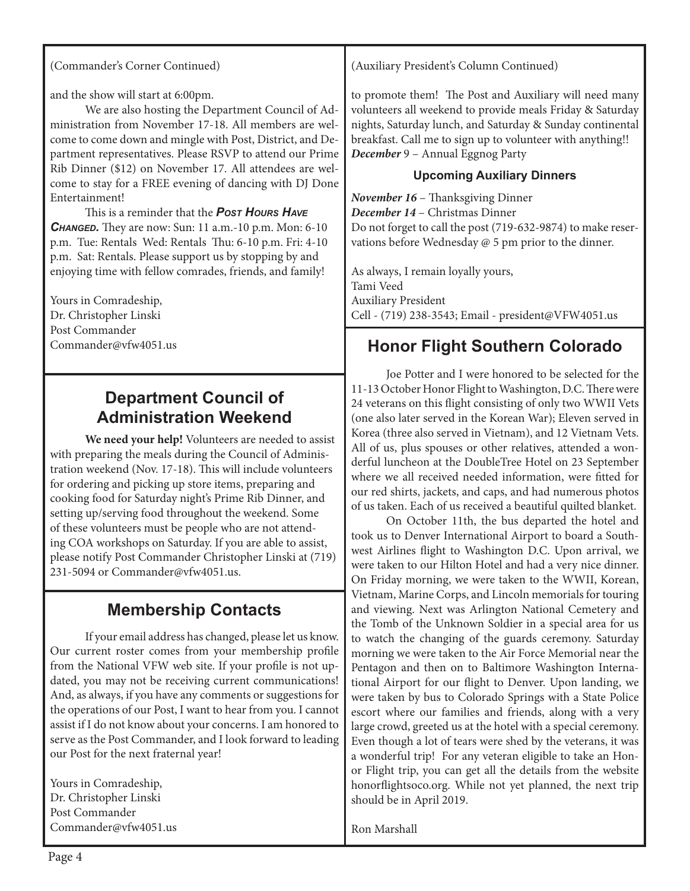(Commander's Corner Continued)

and the show will start at 6:00pm.

We are also hosting the Department Council of Administration from November 17-18. All members are welcome to come down and mingle with Post, District, and Department representatives. Please RSVP to attend our Prime Rib Dinner ($12) on November 17. All attendees are welcome to stay for a FREE evening of dancing with DJ Done Entertainment!

This is a reminder that the ***Post Hours Have Changed.*** They are now: Sun: 11 a.m.-10 p.m. Mon: 6-10 p.m. Tue: Rentals Wed: Rentals Thu: 6-10 p.m. Fri: 4-10 p.m. Sat: Rentals. Please support us by stopping by and enjoying time with fellow comrades, friends, and family!

Yours in Comradeship,
Dr. Christopher Linski
Post Commander
Commander@vfw4051.us

## Department Council of Administration Weekend

**We need your help!** Volunteers are needed to assist with preparing the meals during the Council of Administration weekend (Nov. 17-18). This will include volunteers for ordering and picking up store items, preparing and cooking food for Saturday night's Prime Rib Dinner, and setting up/serving food throughout the weekend. Some of these volunteers must be people who are not attending COA workshops on Saturday. If you are able to assist, please notify Post Commander Christopher Linski at (719) 231-5094 or Commander@vfw4051.us.

## Membership Contacts

If your email address has changed, please let us know. Our current roster comes from your membership profile from the National VFW web site. If your profile is not updated, you may not be receiving current communications! And, as always, if you have any comments or suggestions for the operations of our Post, I want to hear from you. I cannot assist if I do not know about your concerns. I am honored to serve as the Post Commander, and I look forward to leading our Post for the next fraternal year!

Yours in Comradeship,
Dr. Christopher Linski
Post Commander
Commander@vfw4051.us

(Auxiliary President's Column Continued)

to promote them! The Post and Auxiliary will need many volunteers all weekend to provide meals Friday & Saturday nights, Saturday lunch, and Saturday & Sunday continental breakfast. Call me to sign up to volunteer with anything!!
***December*** 9 – Annual Eggnog Party

#### Upcoming Auxiliary Dinners

***November 16*** – Thanksgiving Dinner
***December 14*** – Christmas Dinner
Do not forget to call the post (719-632-9874) to make reservations before Wednesday @ 5 pm prior to the dinner.

As always, I remain loyally yours,
Tami Veed
Auxiliary President
Cell - (719) 238-3543; Email - president@VFW4051.us

## Honor Flight Southern Colorado

Joe Potter and I were honored to be selected for the 11-13 October Honor Flight to Washington, D.C. There were 24 veterans on this flight consisting of only two WWII Vets (one also later served in the Korean War); Eleven served in Korea (three also served in Vietnam), and 12 Vietnam Vets. All of us, plus spouses or other relatives, attended a wonderful luncheon at the DoubleTree Hotel on 23 September where we all received needed information, were fitted for our red shirts, jackets, and caps, and had numerous photos of us taken. Each of us received a beautiful quilted blanket.

On October 11th, the bus departed the hotel and took us to Denver International Airport to board a Southwest Airlines flight to Washington D.C. Upon arrival, we were taken to our Hilton Hotel and had a very nice dinner. On Friday morning, we were taken to the WWII, Korean, Vietnam, Marine Corps, and Lincoln memorials for touring and viewing. Next was Arlington National Cemetery and the Tomb of the Unknown Soldier in a special area for us to watch the changing of the guards ceremony. Saturday morning we were taken to the Air Force Memorial near the Pentagon and then on to Baltimore Washington International Airport for our flight to Denver. Upon landing, we were taken by bus to Colorado Springs with a State Police escort where our families and friends, along with a very large crowd, greeted us at the hotel with a special ceremony. Even though a lot of tears were shed by the veterans, it was a wonderful trip! For any veteran eligible to take an Honor Flight trip, you can get all the details from the website honorflightsoco.org. While not yet planned, the next trip should be in April 2019.

Ron Marshall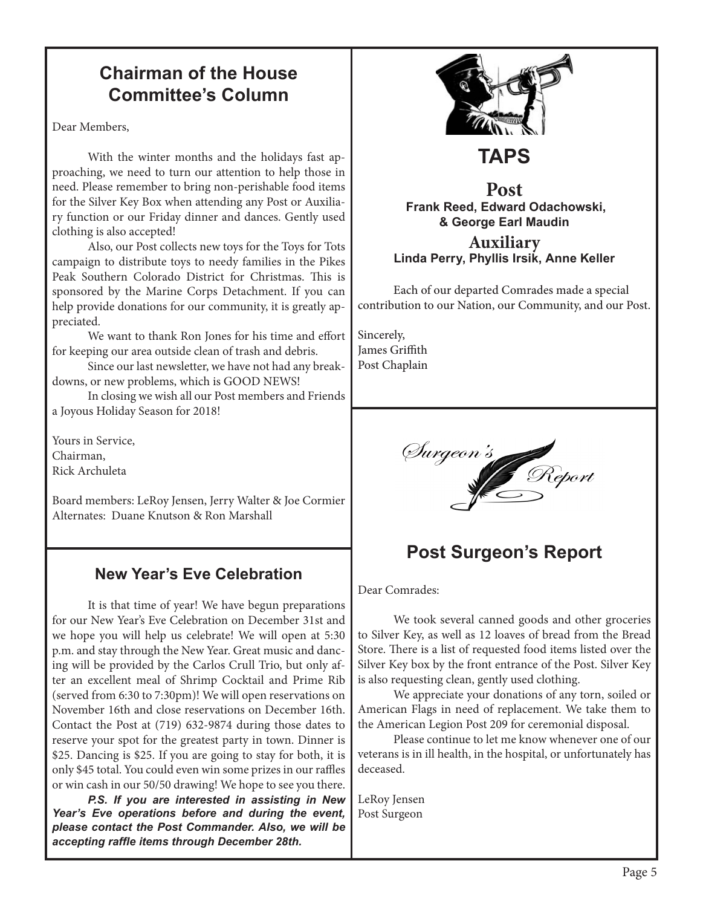## Chairman of the House Committee's Column

Dear Members,

With the winter months and the holidays fast approaching, we need to turn our attention to help those in need. Please remember to bring non-perishable food items for the Silver Key Box when attending any Post or Auxiliary function or our Friday dinner and dances. Gently used clothing is also accepted!

Also, our Post collects new toys for the Toys for Tots campaign to distribute toys to needy families in the Pikes Peak Southern Colorado District for Christmas. This is sponsored by the Marine Corps Detachment. If you can help provide donations for our community, it is greatly appreciated.

We want to thank Ron Jones for his time and effort for keeping our area outside clean of trash and debris.

Since our last newsletter, we have not had any breakdowns, or new problems, which is GOOD NEWS!

In closing we wish all our Post members and Friends a Joyous Holiday Season for 2018!

Yours in Service,
Chairman,
Rick Archuleta

Board members: LeRoy Jensen, Jerry Walter & Joe Cormier
Alternates: Duane Knutson & Ron Marshall

## New Year's Eve Celebration

It is that time of year! We have begun preparations for our New Year's Eve Celebration on December 31st and we hope you will help us celebrate! We will open at 5:30 p.m. and stay through the New Year. Great music and dancing will be provided by the Carlos Crull Trio, but only after an excellent meal of Shrimp Cocktail and Prime Rib (served from 6:30 to 7:30pm)! We will open reservations on November 16th and close reservations on December 16th. Contact the Post at (719) 632-9874 during those dates to reserve your spot for the greatest party in town. Dinner is $25. Dancing is $25. If you are going to stay for both, it is only $45 total. You could even win some prizes in our raffles or win cash in our 50/50 drawing! We hope to see you there.

***P.S. If you are interested in assisting in New Year's Eve operations before and during the event, please contact the Post Commander. Also, we will be accepting raffle items through December 28th.***

## TAPS

### Post

**Frank Reed, Edward Odachowski, & George Earl Maudin**

### Auxiliary

**Linda Perry, Phyllis Irsik, Anne Keller**

Each of our departed Comrades made a special contribution to our Nation, our Community, and our Post.

Sincerely,
James Griffith
Post Chaplain

*Surgeon's Report*

## Post Surgeon's Report

Dear Comrades:

We took several canned goods and other groceries to Silver Key, as well as 12 loaves of bread from the Bread Store. There is a list of requested food items listed over the Silver Key box by the front entrance of the Post. Silver Key is also requesting clean, gently used clothing.

We appreciate your donations of any torn, soiled or American Flags in need of replacement. We take them to the American Legion Post 209 for ceremonial disposal.

Please continue to let me know whenever one of our veterans is in ill health, in the hospital, or unfortunately has deceased.

LeRoy Jensen
Post Surgeon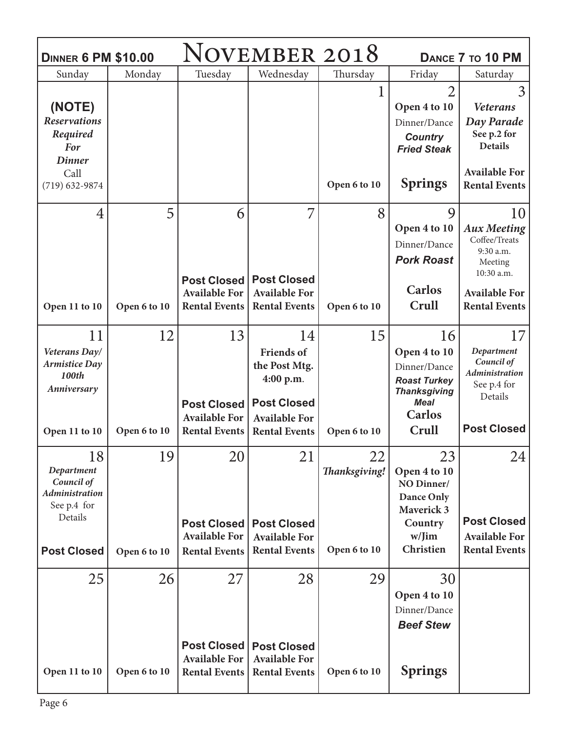# November 2018

**Dinner 6 PM $10.00** | **Dance 7 to 10 PM**

| Sunday | Monday | Tuesday | Wednesday | Thursday | Friday | Saturday |
|---|---|---|---|---|---|---|
| **(NOTE)** *Reservations Required For Dinner* Call (719) 632-9874 | | | | 1 **Open 6 to 10** | 2 **Open 4 to 10** Dinner/Dance ***Country Fried Steak*** **Springs** | 3 ***Veterans Day Parade*** **See p.2 for Details** **Available For Rental Events** |
| 4 **Open 11 to 10** | 5 **Open 6 to 10** | 6 **Post Closed** **Available For Rental Events** | 7 **Post Closed** **Available For Rental Events** | 8 **Open 6 to 10** | 9 **Open 4 to 10** Dinner/Dance ***Pork Roast*** **Carlos Crull** | 10 ***Aux Meeting*** Coffee/Treats 9:30 a.m. Meeting 10:30 a.m. **Available For Rental Events** |
| 11 ***Veterans Day/ Armistice Day 100th Anniversary*** **Open 11 to 10** | 12 **Open 6 to 10** | 13 **Post Closed** **Available For Rental Events** | 14 **Friends of the Post Mtg. 4:00 p.m.** **Post Closed** **Available For Rental Events** | 15 **Open 6 to 10** | 16 **Open 4 to 10** Dinner/Dance ***Roast Turkey Thanksgiving Meal*** **Carlos Crull** | 17 ***Department Council of Administration*** See p.4 for Details **Post Closed** |
| 18 ***Department Council of Administration*** See p.4 for Details **Post Closed** | 19 **Open 6 to 10** | 20 **Post Closed** **Available For Rental Events** | 21 **Post Closed** **Available For Rental Events** | 22 ***Thanksgiving!*** **Open 6 to 10** | 23 **Open 4 to 10** **NO Dinner/ Dance Only** **Maverick 3 Country w/Jim Christien** | 24 **Post Closed** **Available For Rental Events** |
| 25 **Open 11 to 10** | 26 **Open 6 to 10** | 27 **Post Closed** **Available For Rental Events** | 28 **Post Closed** **Available For Rental Events** | 29 **Open 6 to 10** | 30 **Open 4 to 10** Dinner/Dance ***Beef Stew*** **Springs** | |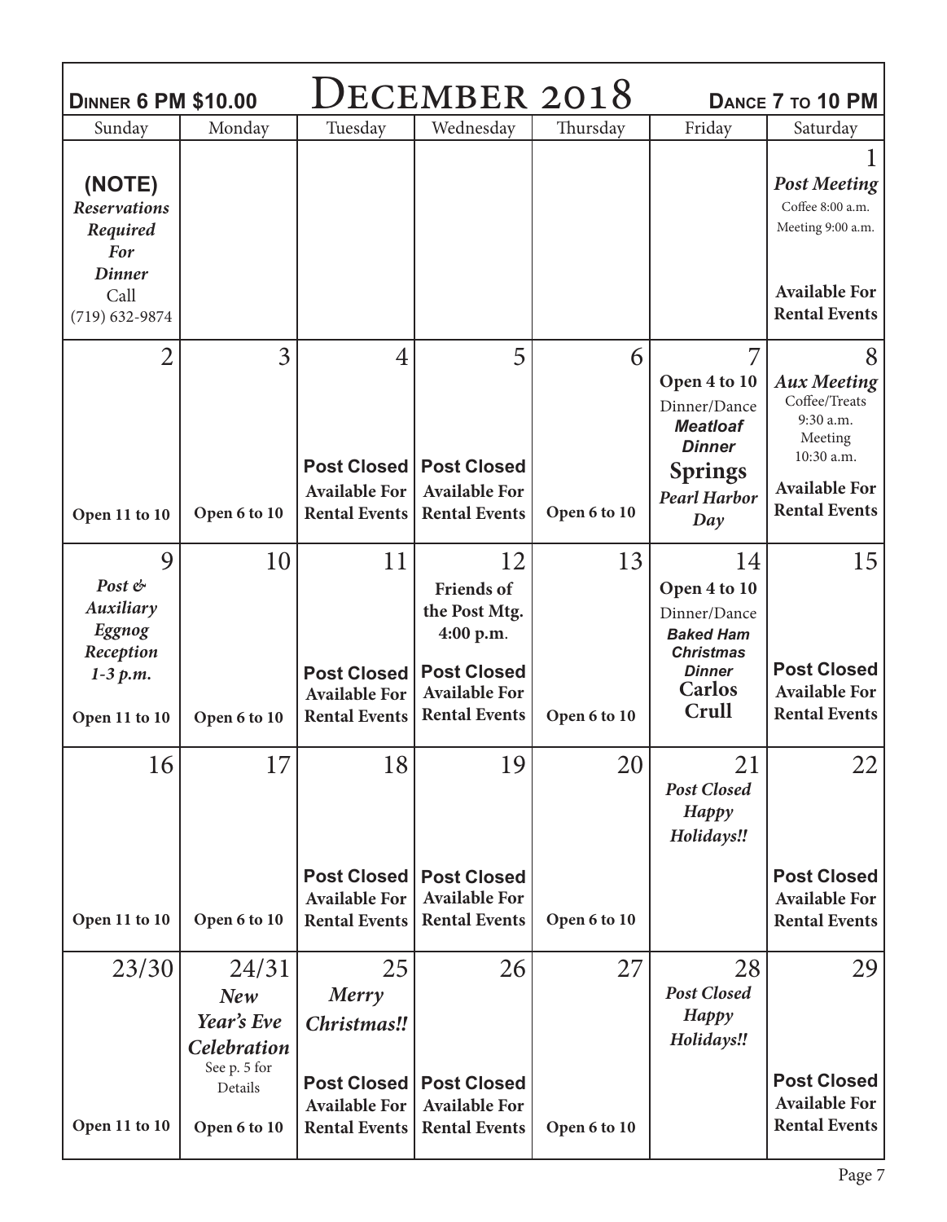| **Dinner 6 PM $10.00** | | | **December 2018** | | | **Dance 7 to 10 PM** |
|---|---|---|---|---|---|---|
| Sunday | Monday | Tuesday | Wednesday | Thursday | Friday | Saturday |
| **(NOTE)** ***Reservations Required For Dinner*** Call (719) 632-9874 | | | | | | 1 ***Post Meeting*** Coffee 8:00 a.m. Meeting 9:00 a.m. **Available For Rental Events** |
| 2 **Open 11 to 10** | 3 **Open 6 to 10** | 4 **Post Closed Available For Rental Events** | 5 **Post Closed Available For Rental Events** | 6 **Open 6 to 10** | 7 **Open 4 to 10** Dinner/Dance ***Meatloaf Dinner*** **Springs** ***Pearl Harbor Day*** | 8 ***Aux Meeting*** Coffee/Treats 9:30 a.m. Meeting 10:30 a.m. **Available For Rental Events** |
| 9 ***Post & Auxiliary Eggnog Reception 1-3 p.m.*** **Open 11 to 10** | 10 **Open 6 to 10** | 11 **Post Closed Available For Rental Events** | 12 **Friends of the Post Mtg. 4:00 p.m.** **Post Closed Available For Rental Events** | 13 **Open 6 to 10** | 14 **Open 4 to 10** Dinner/Dance ***Baked Ham Christmas Dinner*** **Carlos Crull** | 15 **Post Closed Available For Rental Events** |
| 16 **Open 11 to 10** | 17 **Open 6 to 10** | 18 **Post Closed Available For Rental Events** | 19 **Post Closed Available For Rental Events** | 20 **Open 6 to 10** | 21 ***Post Closed Happy Holidays!!*** | 22 **Post Closed Available For Rental Events** |
| 23/30 **Open 11 to 10** | 24/31 ***New Year's Eve Celebration*** See p. 5 for Details **Open 6 to 10** | 25 ***Merry Christmas!!*** **Post Closed Available For Rental Events** | 26 **Post Closed Available For Rental Events** | 27 **Open 6 to 10** | 28 ***Post Closed Happy Holidays!!*** | 29 **Post Closed Available For Rental Events** |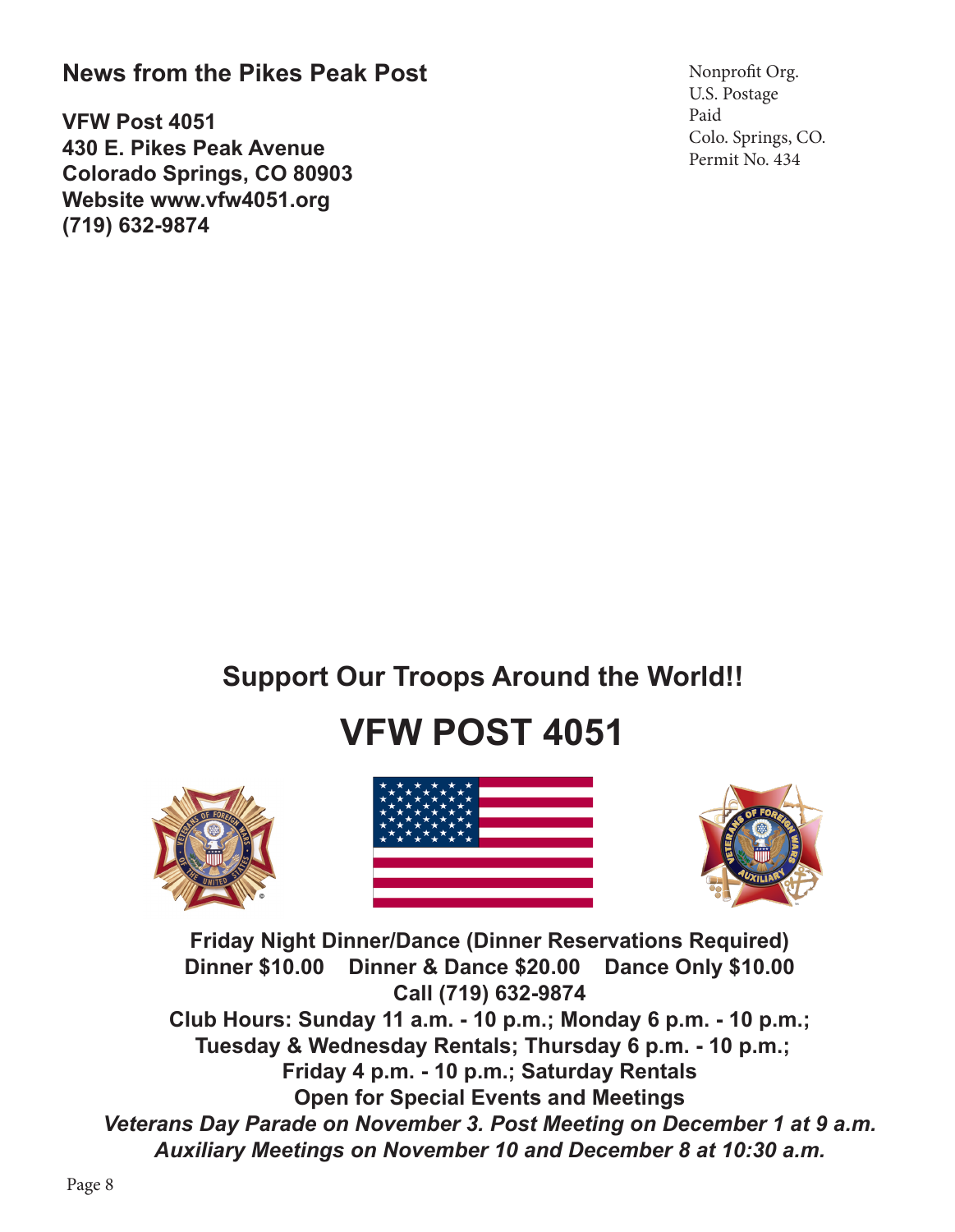**News from the Pikes Peak Post**

**VFW Post 4051**
**430 E. Pikes Peak Avenue**
**Colorado Springs, CO 80903**
**Website www.vfw4051.org**
**(719) 632-9874**

Nonprofit Org.
U.S. Postage
Paid
Colo. Springs, CO.
Permit No. 434

## Support Our Troops Around the World!!

# VFW POST 4051

**Friday Night Dinner/Dance (Dinner Reservations Required)**
**Dinner $10.00 Dinner & Dance $20.00 Dance Only $10.00**
**Call (719) 632-9874**
**Club Hours: Sunday 11 a.m. - 10 p.m.; Monday 6 p.m. - 10 p.m.;**
**Tuesday & Wednesday Rentals; Thursday 6 p.m. - 10 p.m.;**
**Friday 4 p.m. - 10 p.m.; Saturday Rentals**
**Open for Special Events and Meetings**
***Veterans Day Parade on November 3. Post Meeting on December 1 at 9 a.m.***
***Auxiliary Meetings on November 10 and December 8 at 10:30 a.m.***